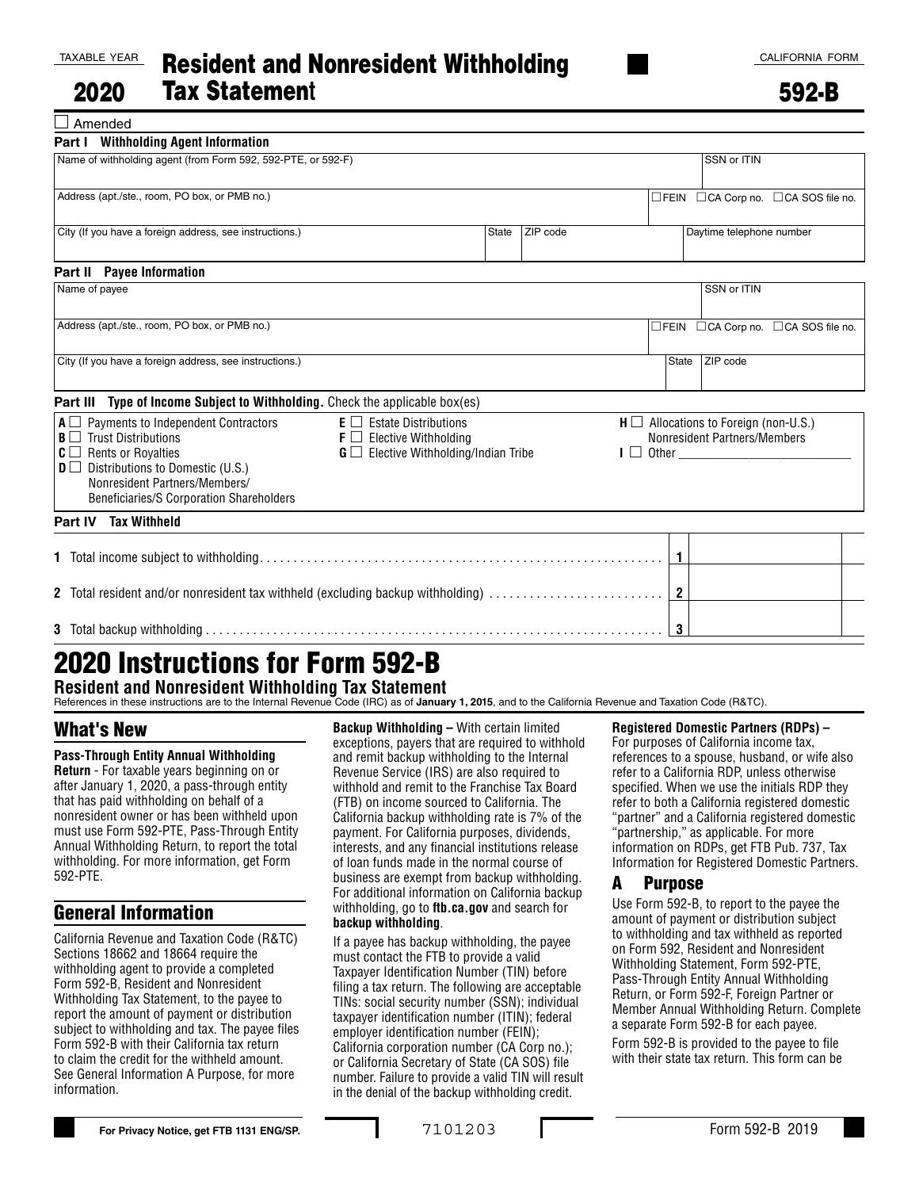TAXABLE YEAR

2020

# Resident and Nonresident Withholding Tax Statement

CALIFORNIA FORM

**592-B**

☐ Amended

**Part I Withholding Agent Information**

| Name of withholding agent (from Form 592, 592-PTE, or 592-F) | | | SSN or ITIN |
|---|---|---|---|
| Address (apt./ste., room, PO box, or PMB no.) | | | ☐FEIN ☐CA Corp no. ☐CA SOS file no. |
| City (If you have a foreign address, see instructions.) | State | ZIP code | Daytime telephone number |

**Part II Payee Information**

| Name of payee | | SSN or ITIN |
|---|---|---|
| Address (apt./ste., room, PO box, or PMB no.) | | ☐FEIN ☐CA Corp no. ☐CA SOS file no. |
| City (If you have a foreign address, see instructions.) | State | ZIP code |

**Part III Type of Income Subject to Withholding.** Check the applicable box(es)

- **A** ☐ Payments to Independent Contractors
- **B** ☐ Trust Distributions
- **C** ☐ Rents or Royalties
- **D** ☐ Distributions to Domestic (U.S.) Nonresident Partners/Members/ Beneficiaries/S Corporation Shareholders
- **E** ☐ Estate Distributions
- **F** ☐ Elective Withholding
- **G** ☐ Elective Withholding/Indian Tribe
- **H** ☐ Allocations to Foreign (non-U.S.) Nonresident Partners/Members
- **I** ☐ Other ___________________________

**Part IV Tax Withheld**

| | | |
|---|---|---|
| **1** Total income subject to withholding | **1** | |
| **2** Total resident and/or nonresident tax withheld (excluding backup withholding) | **2** | |
| **3** Total backup withholding | **3** | |

# 2020 Instructions for Form 592-B

**Resident and Nonresident Withholding Tax Statement**

References in these instructions are to the Internal Revenue Code (IRC) as of **January 1, 2015**, and to the California Revenue and Taxation Code (R&TC).

## What's New

**Pass-Through Entity Annual Withholding Return** - For taxable years beginning on or after January 1, 2020, a pass-through entity that has paid withholding on behalf of a nonresident owner or has been withheld upon must use Form 592-PTE, Pass-Through Entity Annual Withholding Return, to report the total withholding. For more information, get Form 592-PTE.

## General Information

California Revenue and Taxation Code (R&TC) Sections 18662 and 18664 require the withholding agent to provide a completed Form 592-B, Resident and Nonresident Withholding Tax Statement, to the payee to report the amount of payment or distribution subject to withholding and tax. The payee files Form 592-B with their California tax return to claim the credit for the withheld amount. See General Information A Purpose, for more information.

**Backup Withholding –** With certain limited exceptions, payers that are required to withhold and remit backup withholding to the Internal Revenue Service (IRS) are also required to withhold and remit to the Franchise Tax Board (FTB) on income sourced to California. The California backup withholding rate is 7% of the payment. For California purposes, dividends, interests, and any financial institutions release of loan funds made in the normal course of business are exempt from backup withholding. For additional information on California backup withholding, go to **ftb.ca.gov** and search for **backup withholding**.

If a payee has backup withholding, the payee must contact the FTB to provide a valid Taxpayer Identification Number (TIN) before filing a tax return. The following are acceptable TINs: social security number (SSN); individual taxpayer identification number (ITIN); federal employer identification number (FEIN); California corporation number (CA Corp no.); or California Secretary of State (CA SOS) file number. Failure to provide a valid TIN will result in the denial of the backup withholding credit.

**Registered Domestic Partners (RDPs) –** For purposes of California income tax, references to a spouse, husband, or wife also refer to a California RDP, unless otherwise specified. When we use the initials RDP they refer to both a California registered domestic "partner" and a California registered domestic "partnership," as applicable. For more information on RDPs, get FTB Pub. 737, Tax Information for Registered Domestic Partners.

## A Purpose

Use Form 592-B, to report to the payee the amount of payment or distribution subject to withholding and tax withheld as reported on Form 592, Resident and Nonresident Withholding Statement, Form 592-PTE, Pass-Through Entity Annual Withholding Return, or Form 592-F, Foreign Partner or Member Annual Withholding Return. Complete a separate Form 592-B for each payee.

Form 592-B is provided to the payee to file with their state tax return. This form can be

For Privacy Notice, get FTB 1131 ENG/SP.

7101203

Form 592-B 2019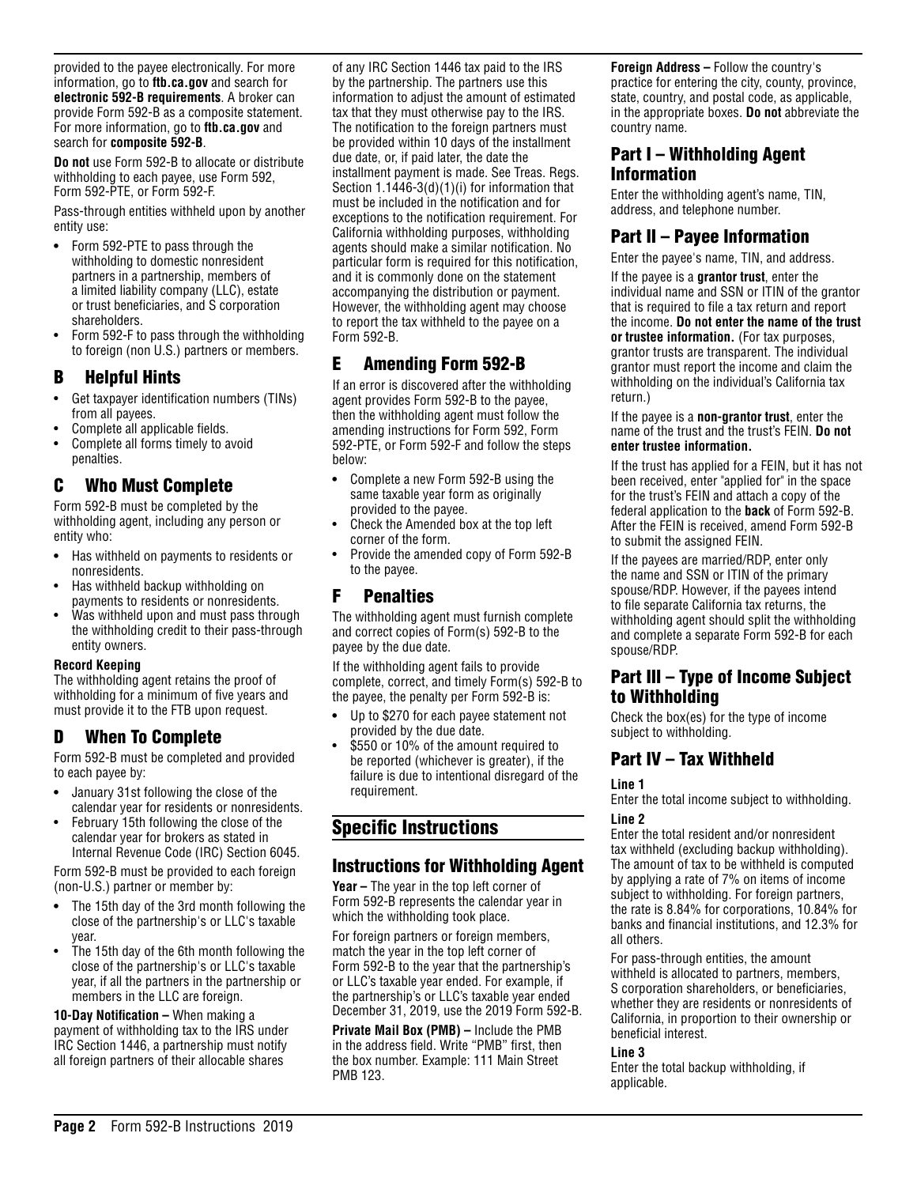provided to the payee electronically. For more information, go to **ftb.ca.gov** and search for **electronic 592-B requirements**. A broker can provide Form 592-B as a composite statement. For more information, go to **ftb.ca.gov** and search for **composite 592-B**.

**Do not** use Form 592-B to allocate or distribute withholding to each payee, use Form 592, Form 592-PTE, or Form 592-F.

Pass-through entities withheld upon by another entity use:

- Form 592-PTE to pass through the withholding to domestic nonresident partners in a partnership, members of a limited liability company (LLC), estate or trust beneficiaries, and S corporation shareholders.
- Form 592-F to pass through the withholding to foreign (non U.S.) partners or members.

## B Helpful Hints

- Get taxpayer identification numbers (TINs) from all payees.
- Complete all applicable fields.
- Complete all forms timely to avoid penalties.

## C Who Must Complete

Form 592-B must be completed by the withholding agent, including any person or entity who:

- Has withheld on payments to residents or nonresidents.
- Has withheld backup withholding on payments to residents or nonresidents.
- Was withheld upon and must pass through the withholding credit to their pass-through entity owners.

**Record Keeping**
The withholding agent retains the proof of withholding for a minimum of five years and must provide it to the FTB upon request.

## D When To Complete

Form 592-B must be completed and provided to each payee by:

- January 31st following the close of the calendar year for residents or nonresidents.
- February 15th following the close of the calendar year for brokers as stated in Internal Revenue Code (IRC) Section 6045.

Form 592-B must be provided to each foreign (non-U.S.) partner or member by:

- The 15th day of the 3rd month following the close of the partnership's or LLC's taxable year.
- The 15th day of the 6th month following the close of the partnership's or LLC's taxable year, if all the partners in the partnership or members in the LLC are foreign.

**10-Day Notification –** When making a payment of withholding tax to the IRS under IRC Section 1446, a partnership must notify all foreign partners of their allocable shares of any IRC Section 1446 tax paid to the IRS by the partnership. The partners use this information to adjust the amount of estimated tax that they must otherwise pay to the IRS. The notification to the foreign partners must be provided within 10 days of the installment due date, or, if paid later, the date the installment payment is made. See Treas. Regs. Section 1.1446-3(d)(1)(i) for information that must be included in the notification and for exceptions to the notification requirement. For California withholding purposes, withholding agents should make a similar notification. No particular form is required for this notification, and it is commonly done on the statement accompanying the distribution or payment. However, the withholding agent may choose to report the tax withheld to the payee on a Form 592-B.

## E Amending Form 592-B

If an error is discovered after the withholding agent provides Form 592-B to the payee, then the withholding agent must follow the amending instructions for Form 592, Form 592-PTE, or Form 592-F and follow the steps below:

- Complete a new Form 592-B using the same taxable year form as originally provided to the payee.
- Check the Amended box at the top left corner of the form.
- Provide the amended copy of Form 592-B to the payee.

## F Penalties

The withholding agent must furnish complete and correct copies of Form(s) 592-B to the payee by the due date.

If the withholding agent fails to provide complete, correct, and timely Form(s) 592-B to the payee, the penalty per Form 592-B is:

- Up to $270 for each payee statement not provided by the due date.
- $550 or 10% of the amount required to be reported (whichever is greater), if the failure is due to intentional disregard of the requirement.

# Specific Instructions

## Instructions for Withholding Agent

**Year –** The year in the top left corner of Form 592-B represents the calendar year in which the withholding took place.

For foreign partners or foreign members, match the year in the top left corner of Form 592-B to the year that the partnership's or LLC's taxable year ended. For example, if the partnership's or LLC's taxable year ended December 31, 2019, use the 2019 Form 592-B.

**Private Mail Box (PMB) –** Include the PMB in the address field. Write "PMB" first, then the box number. Example: 111 Main Street PMB 123.

**Foreign Address –** Follow the country's practice for entering the city, county, province, state, country, and postal code, as applicable, in the appropriate boxes. **Do not** abbreviate the country name.

## Part I – Withholding Agent Information

Enter the withholding agent's name, TIN, address, and telephone number.

## Part II – Payee Information

Enter the payee's name, TIN, and address.

If the payee is a **grantor trust**, enter the individual name and SSN or ITIN of the grantor that is required to file a tax return and report the income. **Do not enter the name of the trust or trustee information.** (For tax purposes, grantor trusts are transparent. The individual grantor must report the income and claim the withholding on the individual's California tax return.)

If the payee is a **non-grantor trust**, enter the name of the trust and the trust's FEIN. **Do not enter trustee information.**

If the trust has applied for a FEIN, but it has not been received, enter "applied for" in the space for the trust's FEIN and attach a copy of the federal application to the **back** of Form 592-B. After the FEIN is received, amend Form 592-B to submit the assigned FEIN.

If the payees are married/RDP, enter only the name and SSN or ITIN of the primary spouse/RDP. However, if the payees intend to file separate California tax returns, the withholding agent should split the withholding and complete a separate Form 592-B for each spouse/RDP.

## Part III – Type of Income Subject to Withholding

Check the box(es) for the type of income subject to withholding.

## Part IV – Tax Withheld

**Line 1**
Enter the total income subject to withholding.

**Line 2**
Enter the total resident and/or nonresident tax withheld (excluding backup withholding). The amount of tax to be withheld is computed by applying a rate of 7% on items of income subject to withholding. For foreign partners, the rate is 8.84% for corporations, 10.84% for banks and financial institutions, and 12.3% for all others.

For pass-through entities, the amount withheld is allocated to partners, members, S corporation shareholders, or beneficiaries, whether they are residents or nonresidents of California, in proportion to their ownership or beneficial interest.

**Line 3**
Enter the total backup withholding, if applicable.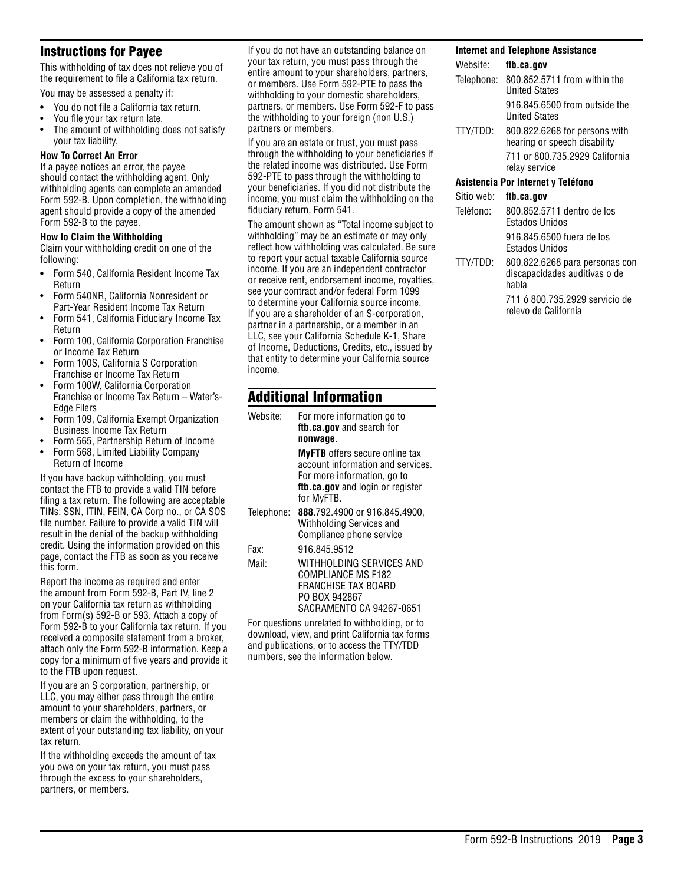## Instructions for Payee

This withholding of tax does not relieve you of the requirement to file a California tax return.

You may be assessed a penalty if:

- You do not file a California tax return.
- You file your tax return late.
- The amount of withholding does not satisfy your tax liability.

**How To Correct An Error**

If a payee notices an error, the payee should contact the withholding agent. Only withholding agents can complete an amended Form 592-B. Upon completion, the withholding agent should provide a copy of the amended Form 592-B to the payee.

**How to Claim the Withholding**

Claim your withholding credit on one of the following:

- Form 540, California Resident Income Tax Return
- Form 540NR, California Nonresident or Part-Year Resident Income Tax Return
- Form 541, California Fiduciary Income Tax Return
- Form 100, California Corporation Franchise or Income Tax Return
- Form 100S, California S Corporation Franchise or Income Tax Return
- Form 100W, California Corporation Franchise or Income Tax Return – Water's-Edge Filers
- Form 109, California Exempt Organization Business Income Tax Return
- Form 565, Partnership Return of Income
- Form 568, Limited Liability Company Return of Income

If you have backup withholding, you must contact the FTB to provide a valid TIN before filing a tax return. The following are acceptable TINs: SSN, ITIN, FEIN, CA Corp no., or CA SOS file number. Failure to provide a valid TIN will result in the denial of the backup withholding credit. Using the information provided on this page, contact the FTB as soon as you receive this form.

Report the income as required and enter the amount from Form 592-B, Part IV, line 2 on your California tax return as withholding from Form(s) 592-B or 593. Attach a copy of Form 592-B to your California tax return. If you received a composite statement from a broker, attach only the Form 592-B information. Keep a copy for a minimum of five years and provide it to the FTB upon request.

If you are an S corporation, partnership, or LLC, you may either pass through the entire amount to your shareholders, partners, or members or claim the withholding, to the extent of your outstanding tax liability, on your tax return.

If the withholding exceeds the amount of tax you owe on your tax return, you must pass through the excess to your shareholders, partners, or members.

If you do not have an outstanding balance on your tax return, you must pass through the entire amount to your shareholders, partners, or members. Use Form 592-PTE to pass the withholding to your domestic shareholders, partners, or members. Use Form 592-F to pass the withholding to your foreign (non U.S.) partners or members.

If you are an estate or trust, you must pass through the withholding to your beneficiaries if the related income was distributed. Use Form 592-PTE to pass through the withholding to your beneficiaries. If you did not distribute the income, you must claim the withholding on the fiduciary return, Form 541.

The amount shown as "Total income subject to withholding" may be an estimate or may only reflect how withholding was calculated. Be sure to report your actual taxable California source income. If you are an independent contractor or receive rent, endorsement income, royalties, see your contract and/or federal Form 1099 to determine your California source income. If you are a shareholder of an S-corporation, partner in a partnership, or a member in an LLC, see your California Schedule K-1, Share of Income, Deductions, Credits, etc., issued by that entity to determine your California source income.

## Additional Information

| | |
|---|---|
| Website: | For more information go to **ftb.ca.gov** and search for **nonwage**. |
| | **MyFTB** offers secure online tax account information and services. For more information, go to **ftb.ca.gov** and login or register for MyFTB. |
| Telephone: | **888**.792.4900 or 916.845.4900, Withholding Services and Compliance phone service |
| Fax: | 916.845.9512 |
| Mail: | WITHHOLDING SERVICES AND COMPLIANCE MS F182<br>FRANCHISE TAX BOARD<br>PO BOX 942867<br>SACRAMENTO CA 94267-0651 |

For questions unrelated to withholding, or to download, view, and print California tax forms and publications, or to access the TTY/TDD numbers, see the information below.

**Internet and Telephone Assistance**

| | |
|---|---|
| Website: | **ftb.ca.gov** |
| Telephone: | 800.852.5711 from within the United States |
| | 916.845.6500 from outside the United States |
| TTY/TDD: | 800.822.6268 for persons with hearing or speech disability |
| | 711 or 800.735.2929 California relay service |

**Asistencia Por Internet y Teléfono**

| | |
|---|---|
| Sitio web: | **ftb.ca.gov** |
| Teléfono: | 800.852.5711 dentro de los Estados Unidos |
| | 916.845.6500 fuera de los Estados Unidos |
| TTY/TDD: | 800.822.6268 para personas con discapacidades auditivas o de habla |
| | 711 ó 800.735.2929 servicio de relevo de California |